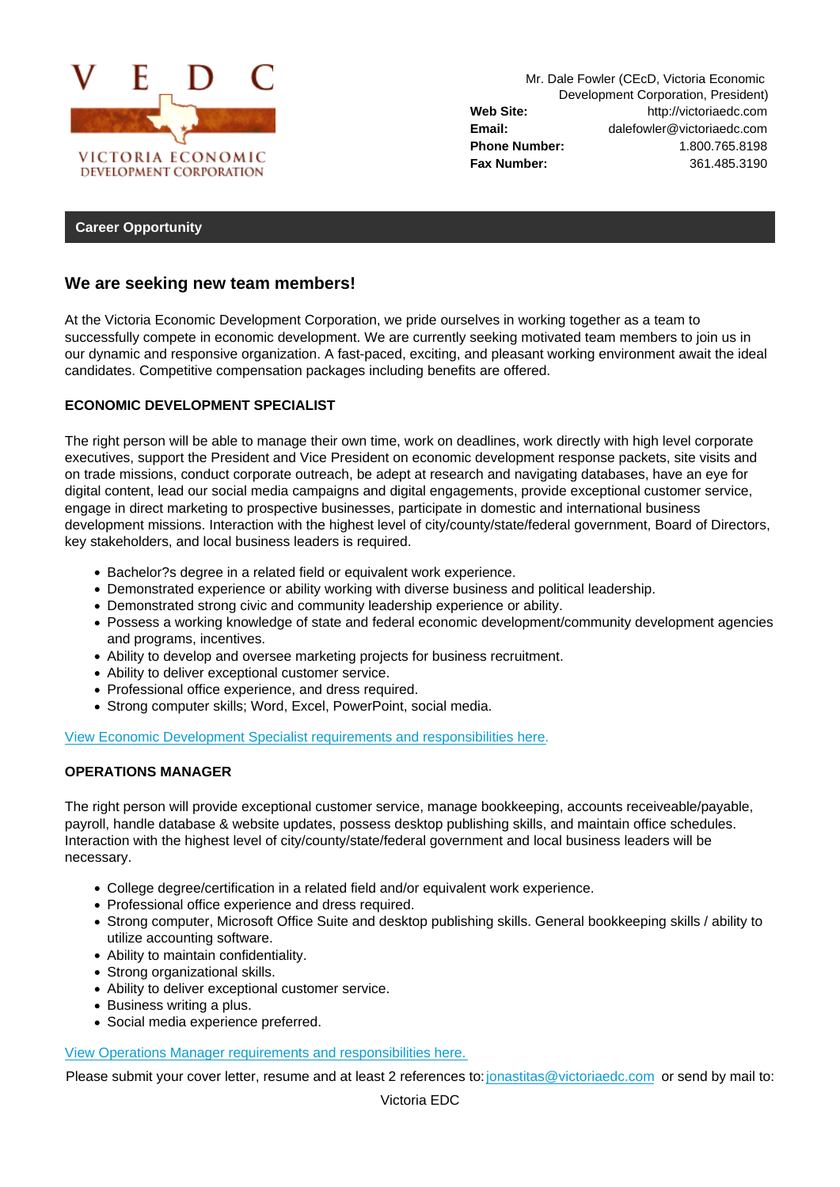VEDC

VICTORIA ECONOMIC DEVELOPMENT CORPORATION

Mr. Dale Fowler (CEcD, Victoria Economic Development Corporation, President)

| | |
|---|---|
| **Web Site:** | http://victoriaedc.com |
| **Email:** | dalefowler@victoriaedc.com |
| **Phone Number:** | 1.800.765.8198 |
| **Fax Number:** | 361.485.3190 |

**Career Opportunity**

## We are seeking new team members!

At the Victoria Economic Development Corporation, we pride ourselves in working together as a team to successfully compete in economic development. We are currently seeking motivated team members to join us in our dynamic and responsive organization. A fast-paced, exciting, and pleasant working environment await the ideal candidates. Competitive compensation packages including benefits are offered.

**ECONOMIC DEVELOPMENT SPECIALIST**

The right person will be able to manage their own time, work on deadlines, work directly with high level corporate executives, support the President and Vice President on economic development response packets, site visits and on trade missions, conduct corporate outreach, be adept at research and navigating databases, have an eye for digital content, lead our social media campaigns and digital engagements, provide exceptional customer service, engage in direct marketing to prospective businesses, participate in domestic and international business development missions. Interaction with the highest level of city/county/state/federal government, Board of Directors, key stakeholders, and local business leaders is required.

- Bachelor?s degree in a related field or equivalent work experience.
- Demonstrated experience or ability working with diverse business and political leadership.
- Demonstrated strong civic and community leadership experience or ability.
- Possess a working knowledge of state and federal economic development/community development agencies and programs, incentives.
- Ability to develop and oversee marketing projects for business recruitment.
- Ability to deliver exceptional customer service.
- Professional office experience, and dress required.
- Strong computer skills; Word, Excel, PowerPoint, social media.

View Economic Development Specialist requirements and responsibilities here.

**OPERATIONS MANAGER**

The right person will provide exceptional customer service, manage bookkeeping, accounts receiveable/payable, payroll, handle database & website updates, possess desktop publishing skills, and maintain office schedules. Interaction with the highest level of city/county/state/federal government and local business leaders will be necessary.

- College degree/certification in a related field and/or equivalent work experience.
- Professional office experience and dress required.
- Strong computer, Microsoft Office Suite and desktop publishing skills. General bookkeeping skills / ability to utilize accounting software.
- Ability to maintain confidentiality.
- Strong organizational skills.
- Ability to deliver exceptional customer service.
- Business writing a plus.
- Social media experience preferred.

View Operations Manager requirements and responsibilities here.

Please submit your cover letter, resume and at least 2 references to: jonastitas@victoriaedc.com or send by mail to:

Victoria EDC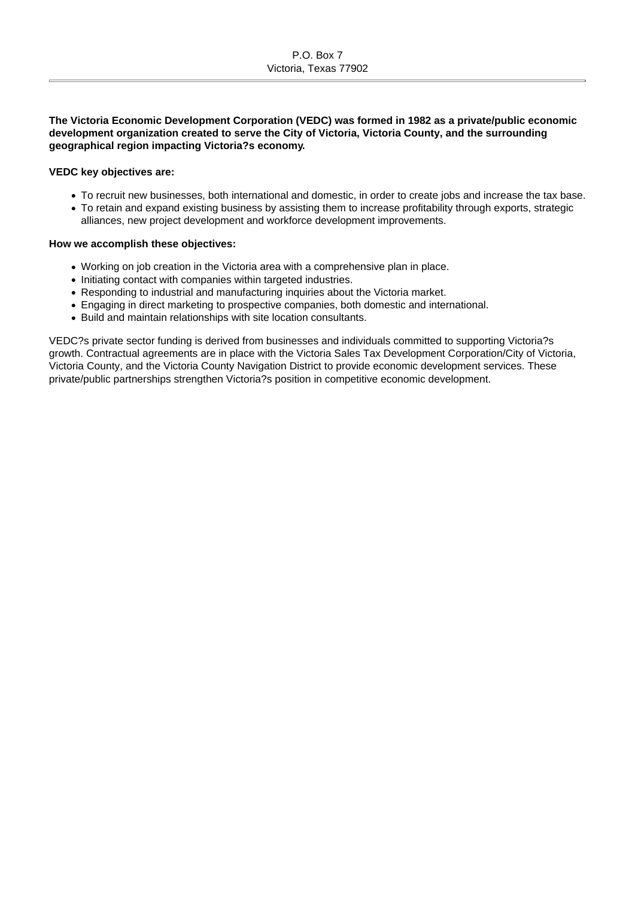P.O. Box 7
Victoria, Texas 77902

---

**The Victoria Economic Development Corporation (VEDC) was formed in 1982 as a private/public economic development organization created to serve the City of Victoria, Victoria County, and the surrounding geographical region impacting Victoria?s economy.**

**VEDC key objectives are:**

- To recruit new businesses, both international and domestic, in order to create jobs and increase the tax base.
- To retain and expand existing business by assisting them to increase profitability through exports, strategic alliances, new project development and workforce development improvements.

**How we accomplish these objectives:**

- Working on job creation in the Victoria area with a comprehensive plan in place.
- Initiating contact with companies within targeted industries.
- Responding to industrial and manufacturing inquiries about the Victoria market.
- Engaging in direct marketing to prospective companies, both domestic and international.
- Build and maintain relationships with site location consultants.

VEDC?s private sector funding is derived from businesses and individuals committed to supporting Victoria?s growth. Contractual agreements are in place with the Victoria Sales Tax Development Corporation/City of Victoria, Victoria County, and the Victoria County Navigation District to provide economic development services. These private/public partnerships strengthen Victoria?s position in competitive economic development.